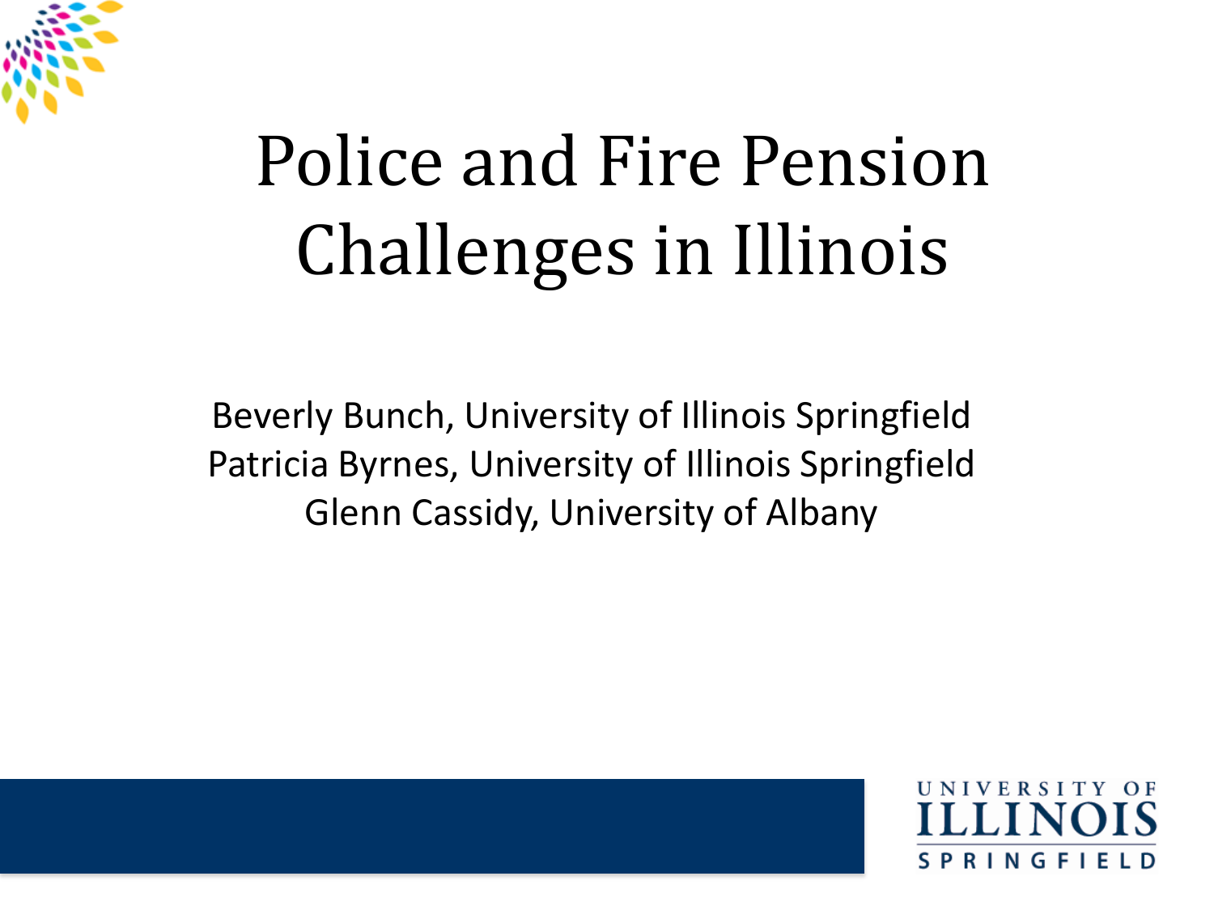# Police and Fire Pension Challenges in Illinois

Beverly Bunch, University of Illinois Springfield
Patricia Byrnes, University of Illinois Springfield
Glenn Cassidy, University of Albany

UNIVERSITY OF ILLINOIS SPRINGFIELD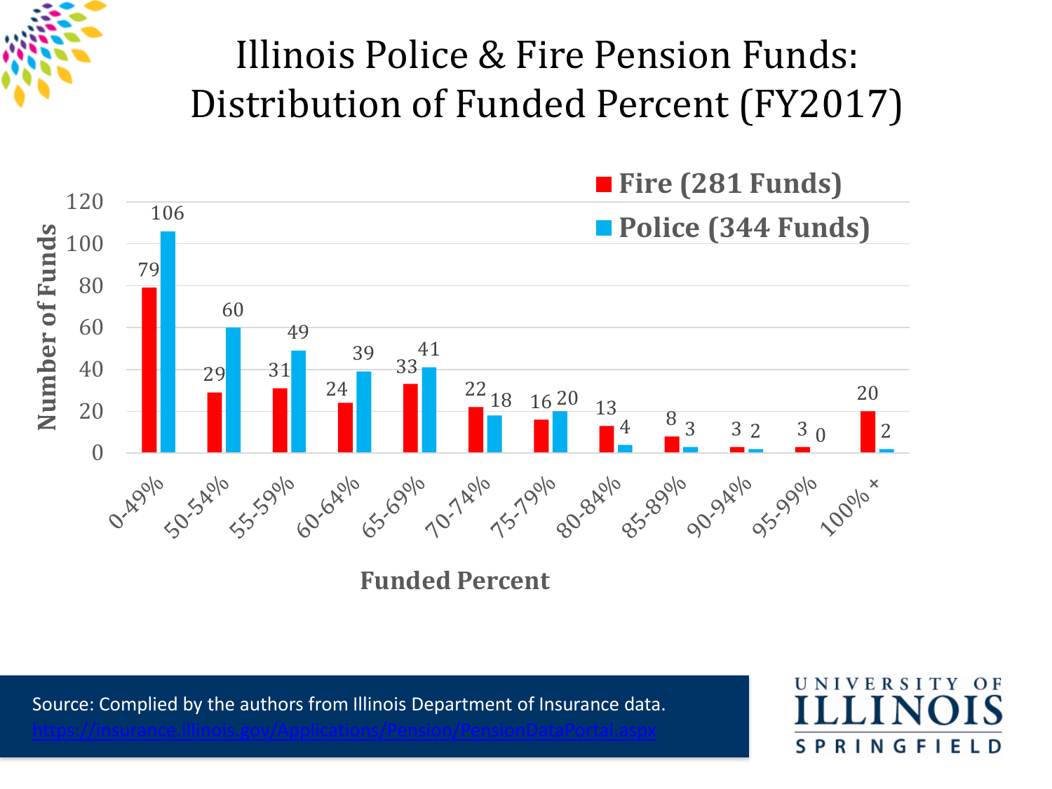# Illinois Police & Fire Pension Funds: Distribution of Funded Percent (FY2017)

| Funded Percent | Fire (281 Funds) | Police (344 Funds) |
|---|---|---|
| 0-49% | 79 | 106 |
| 50-54% | 29 | 60 |
| 55-59% | 31 | 49 |
| 60-64% | 24 | 39 |
| 65-69% | 33 | 41 |
| 70-74% | 22 | 18 |
| 75-79% | 16 | 20 |
| 80-84% | 13 | 4 |
| 85-89% | 8 | 3 |
| 90-94% | 3 | 2 |
| 95-99% | 3 | 0 |
| 100% + | 20 | 2 |

Source: Complied by the authors from Illinois Department of Insurance data.
https://insurance.illinois.gov/Applications/Pension/PensionDataPortal.aspx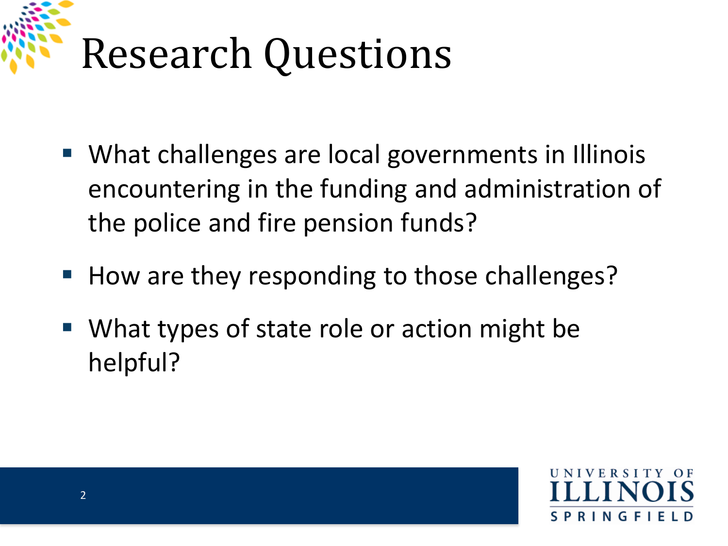# Research Questions

- What challenges are local governments in Illinois encountering in the funding and administration of the police and fire pension funds?
- How are they responding to those challenges?
- What types of state role or action might be helpful?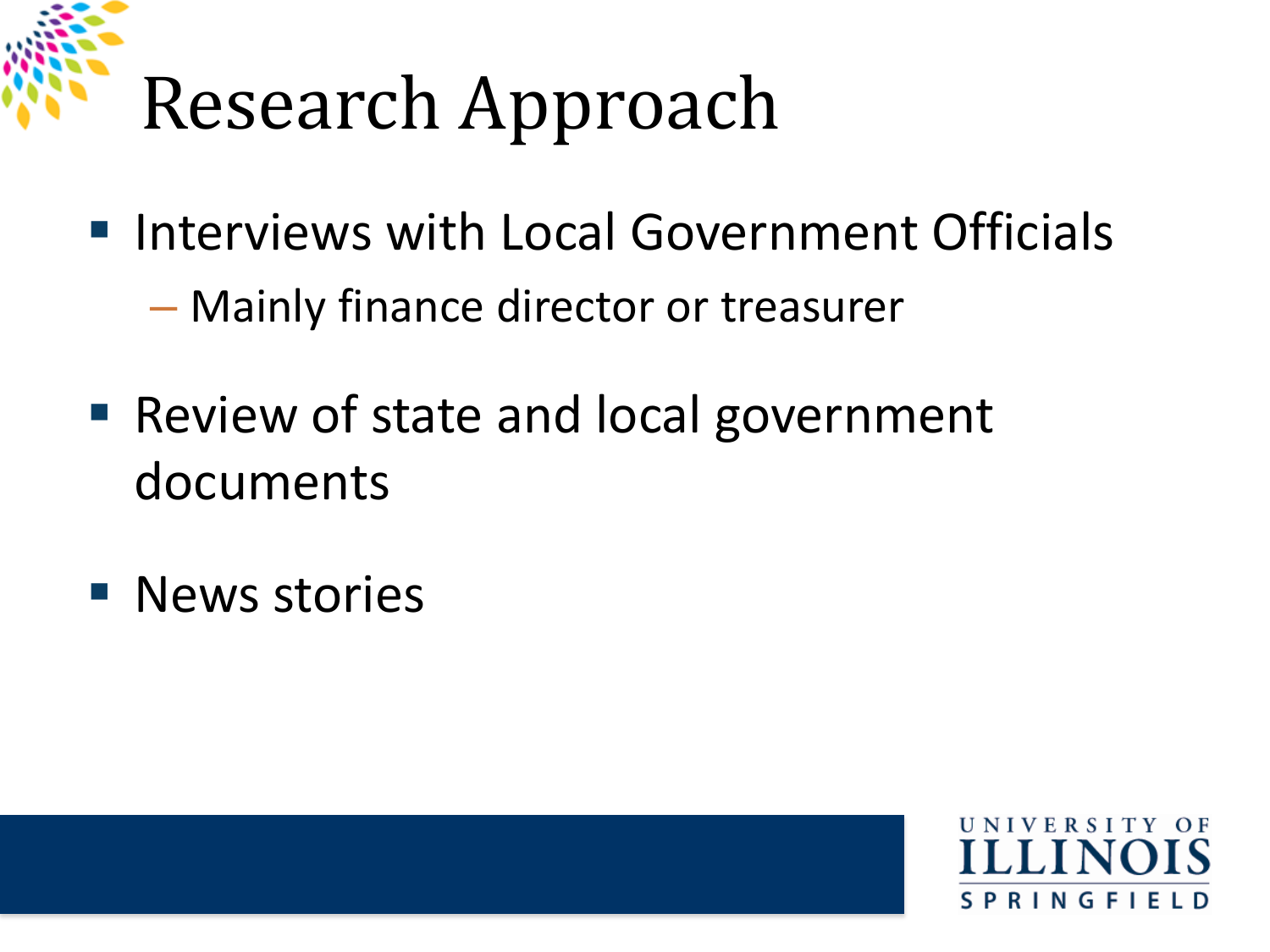# Research Approach

- Interviews with Local Government Officials
  - Mainly finance director or treasurer
- Review of state and local government documents
- News stories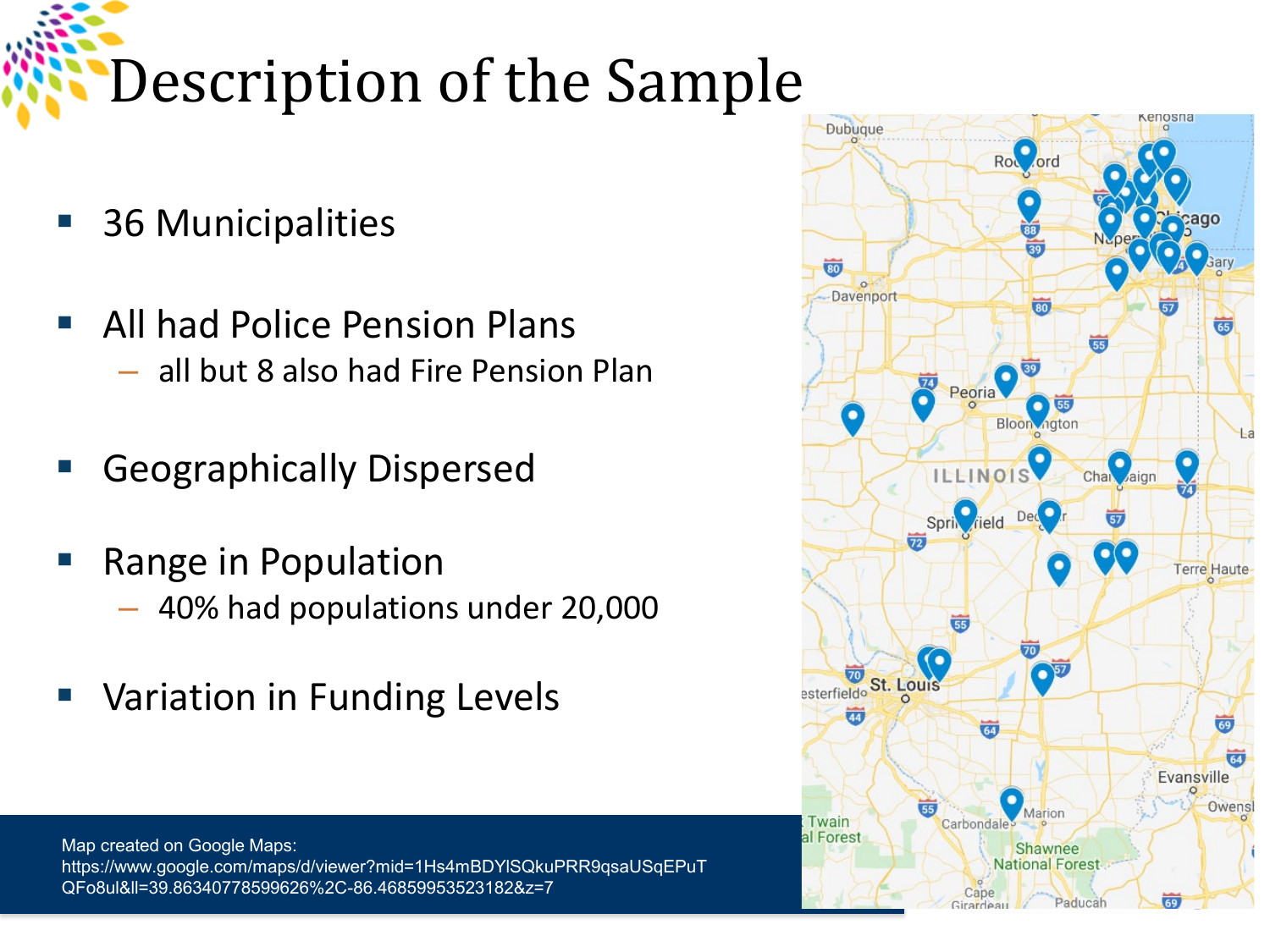# Description of the Sample

- 36 Municipalities
- All had Police Pension Plans
  - all but 8 also had Fire Pension Plan
- Geographically Dispersed
- Range in Population
  - 40% had populations under 20,000
- Variation in Funding Levels

Map created on Google Maps:
https://www.google.com/maps/d/viewer?mid=1Hs4mBDYlSQkuPRR9qsaUSqEPuTQFo8ul&ll=39.86340778599626%2C-86.46859953523182&z=7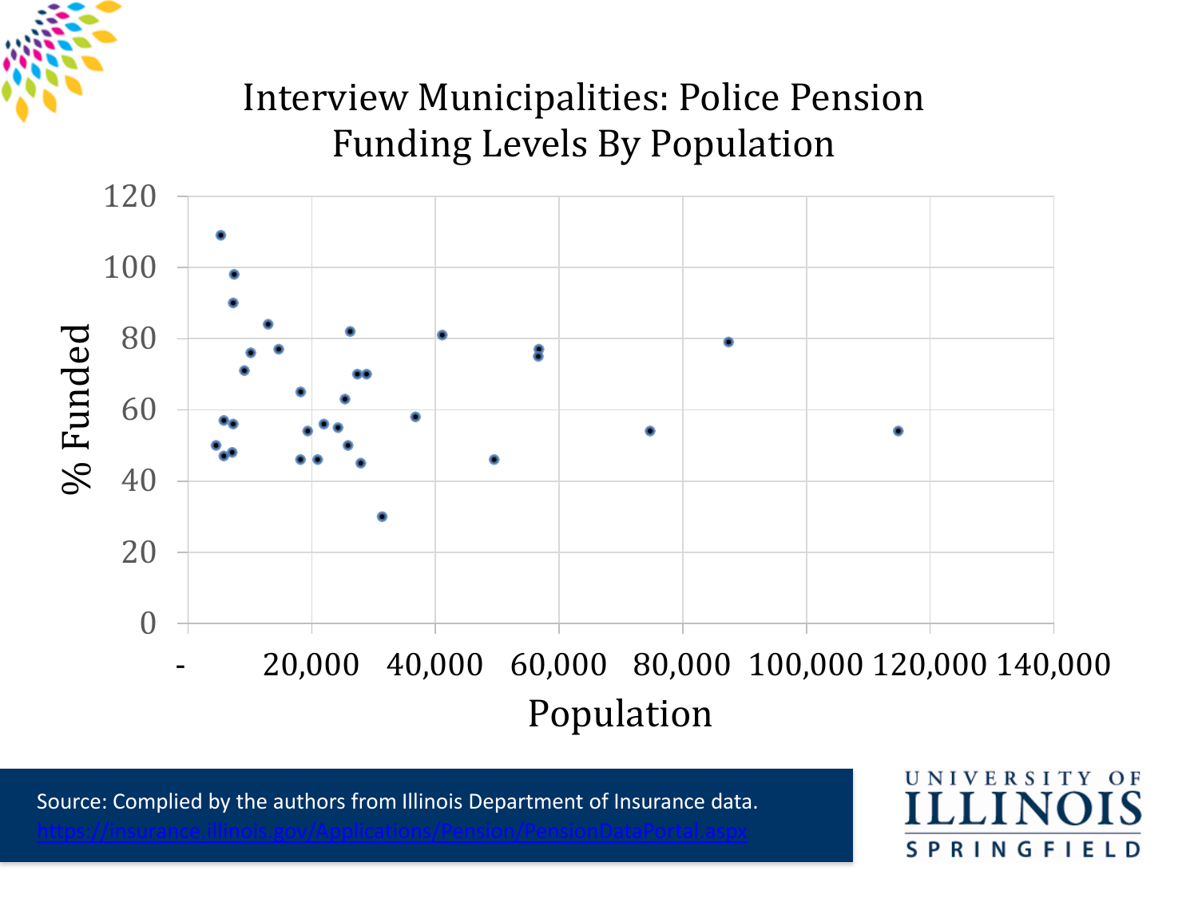# Interview Municipalities: Police Pension Funding Levels By Population

Source: Complied by the authors from Illinois Department of Insurance data. https://insurance.illinois.gov/Applications/Pension/PensionDataPortal.aspx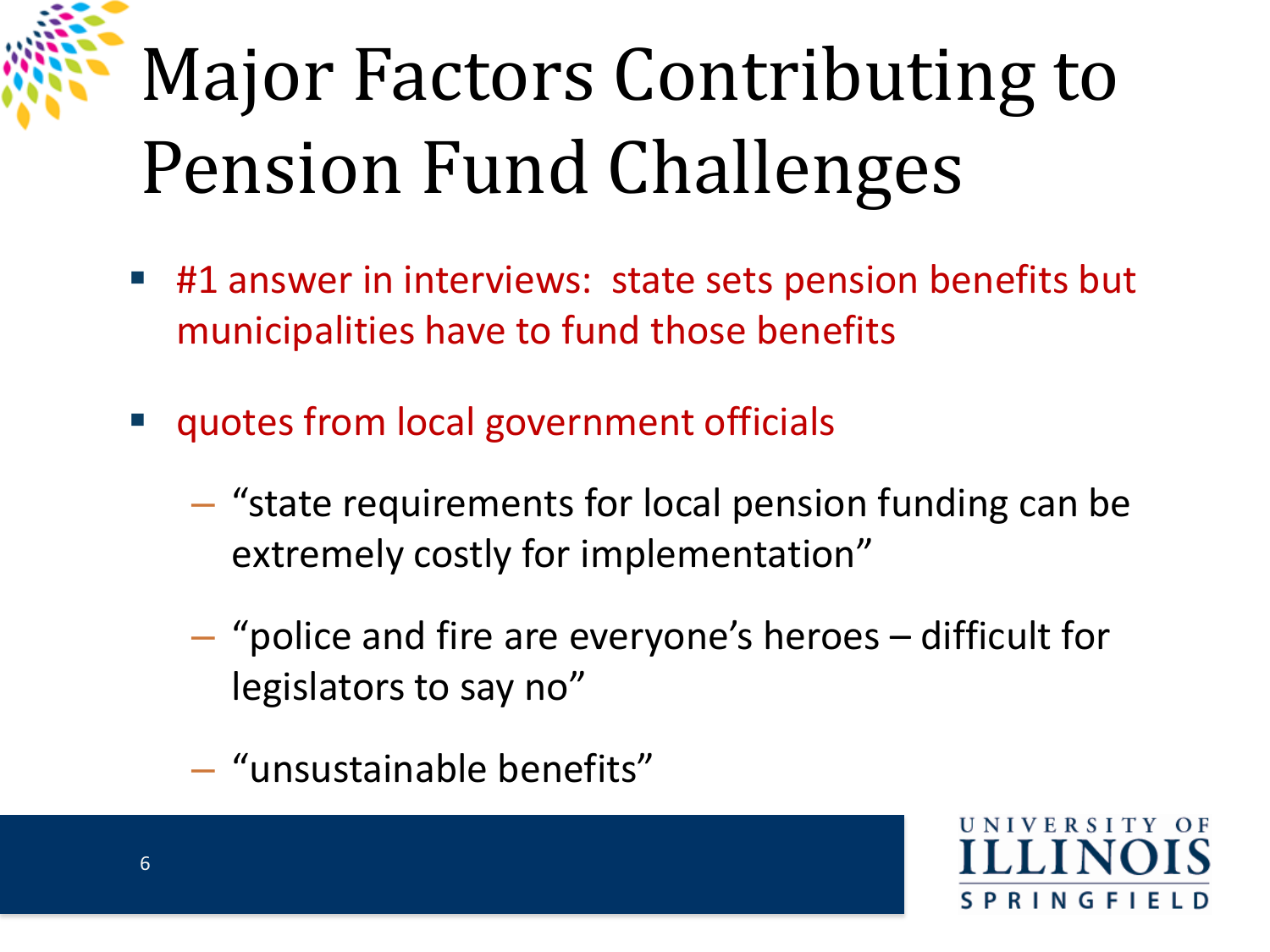# Major Factors Contributing to Pension Fund Challenges

- #1 answer in interviews: state sets pension benefits but municipalities have to fund those benefits
- quotes from local government officials
  - "state requirements for local pension funding can be extremely costly for implementation"
  - "police and fire are everyone's heroes – difficult for legislators to say no"
  - "unsustainable benefits"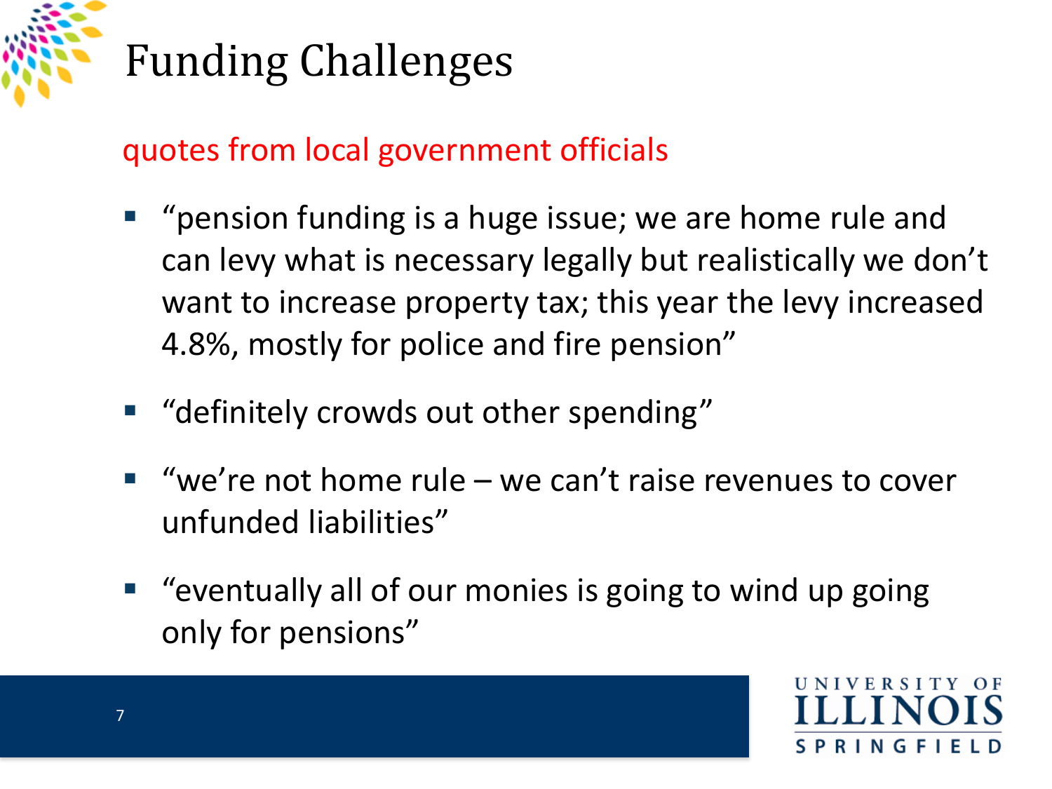# Funding Challenges

quotes from local government officials

- "pension funding is a huge issue; we are home rule and can levy what is necessary legally but realistically we don't want to increase property tax; this year the levy increased 4.8%, mostly for police and fire pension"
- "definitely crowds out other spending"
- "we're not home rule – we can't raise revenues to cover unfunded liabilities"
- "eventually all of our monies is going to wind up going only for pensions"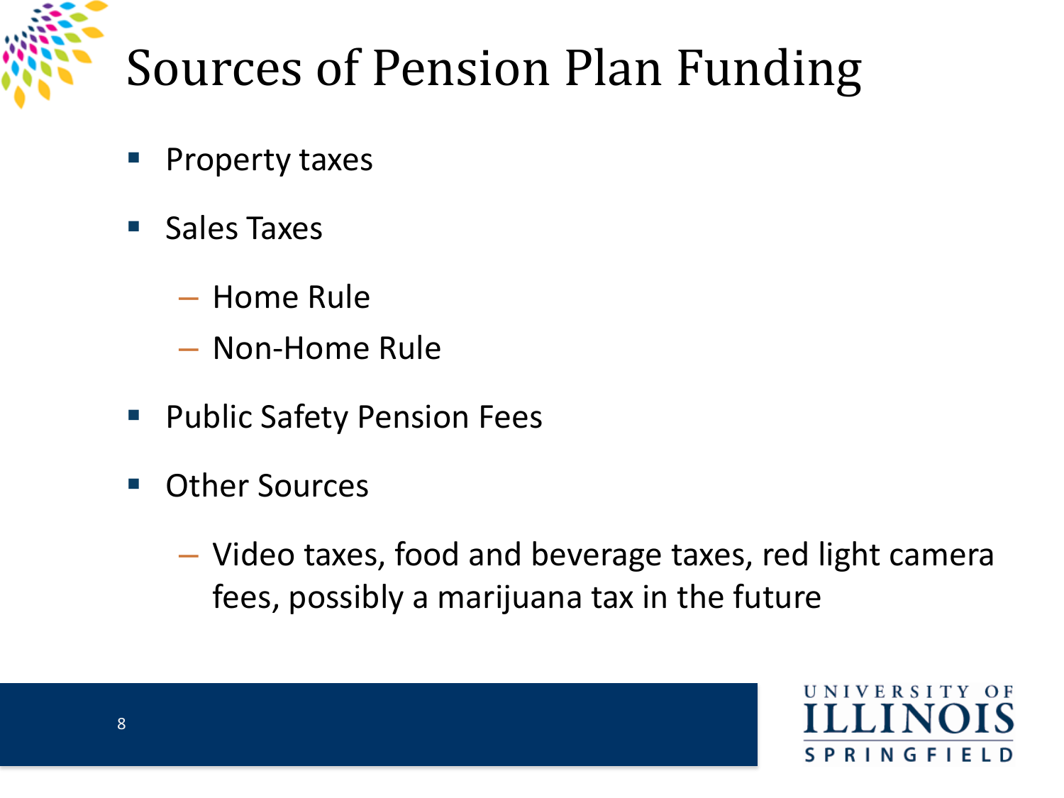# Sources of Pension Plan Funding

- Property taxes
- Sales Taxes
  - Home Rule
  - Non-Home Rule
- Public Safety Pension Fees
- Other Sources
  - Video taxes, food and beverage taxes, red light camera fees, possibly a marijuana tax in the future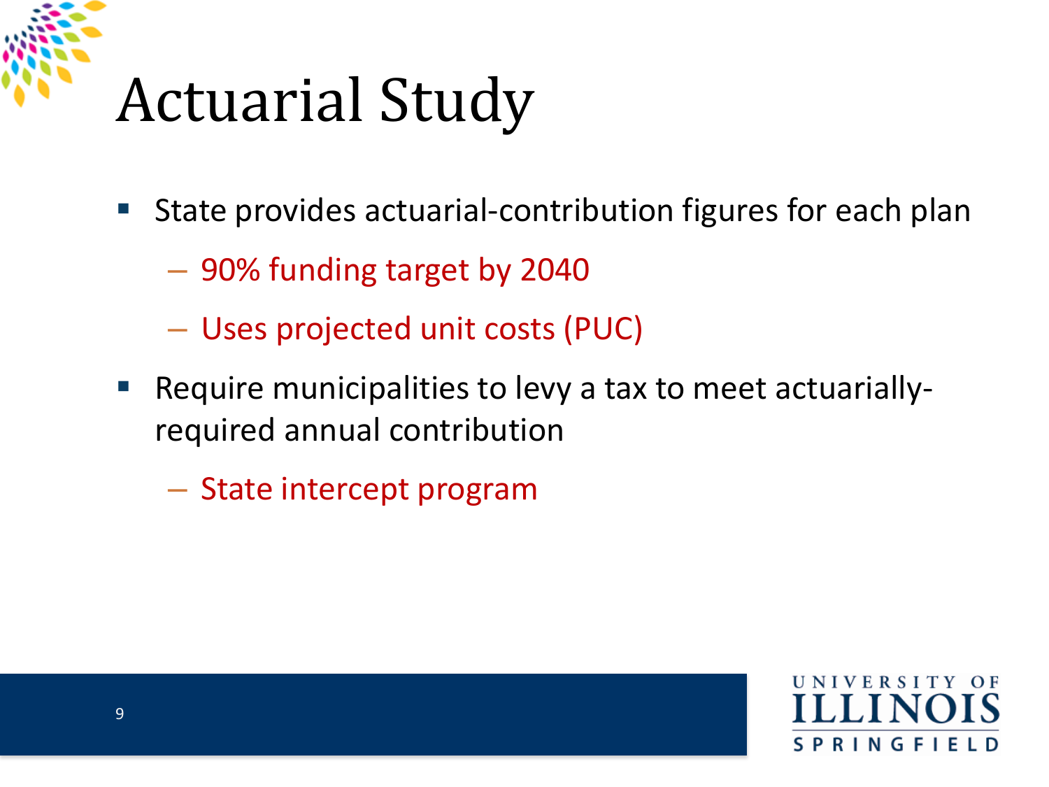# Actuarial Study

- State provides actuarial-contribution figures for each plan
  - 90% funding target by 2040
  - Uses projected unit costs (PUC)
- Require municipalities to levy a tax to meet actuarially-required annual contribution
  - State intercept program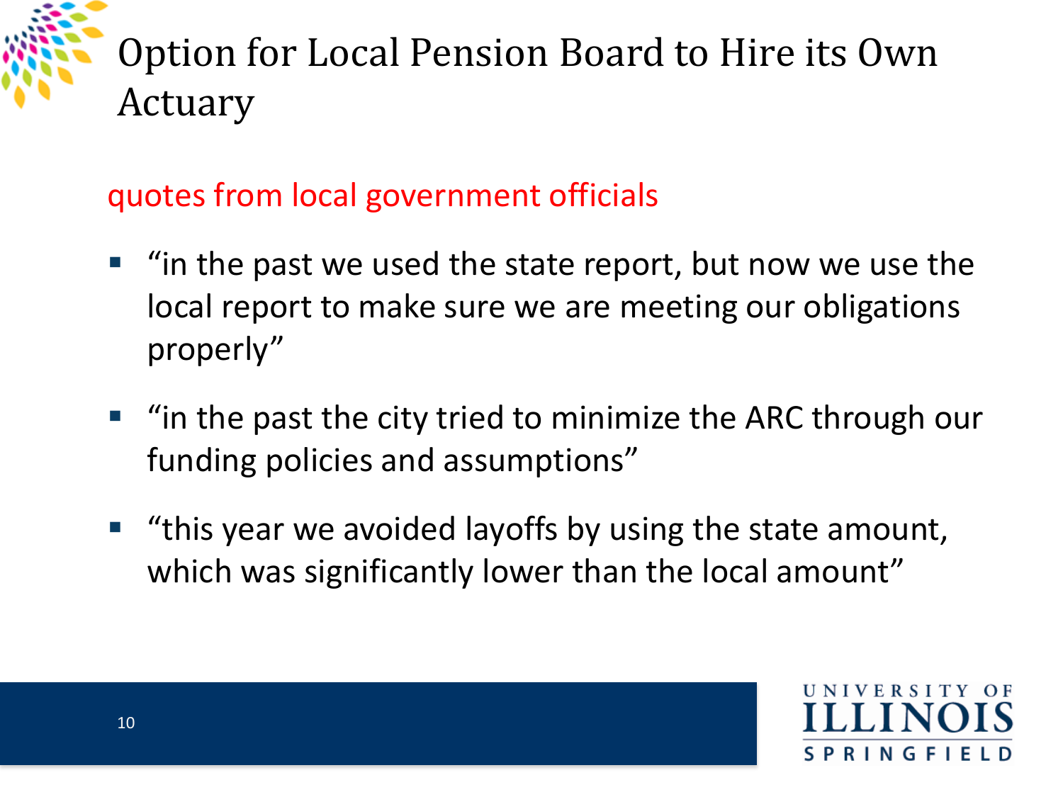# Option for Local Pension Board to Hire its Own Actuary

quotes from local government officials

- "in the past we used the state report, but now we use the local report to make sure we are meeting our obligations properly"
- "in the past the city tried to minimize the ARC through our funding policies and assumptions"
- "this year we avoided layoffs by using the state amount, which was significantly lower than the local amount"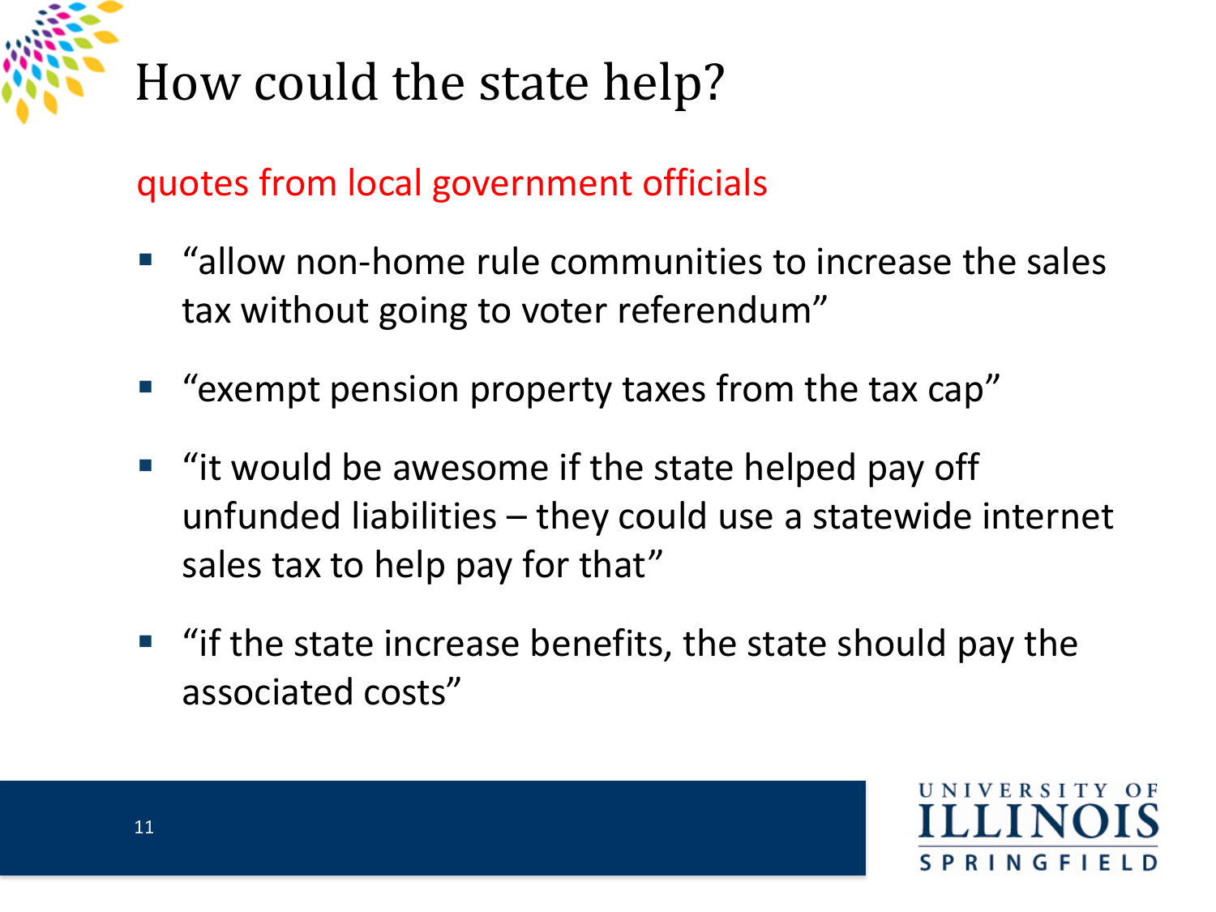# How could the state help?

quotes from local government officials

- “allow non-home rule communities to increase the sales tax without going to voter referendum”
- “exempt pension property taxes from the tax cap”
- “it would be awesome if the state helped pay off unfunded liabilities – they could use a statewide internet sales tax to help pay for that”
- “if the state increase benefits, the state should pay the associated costs”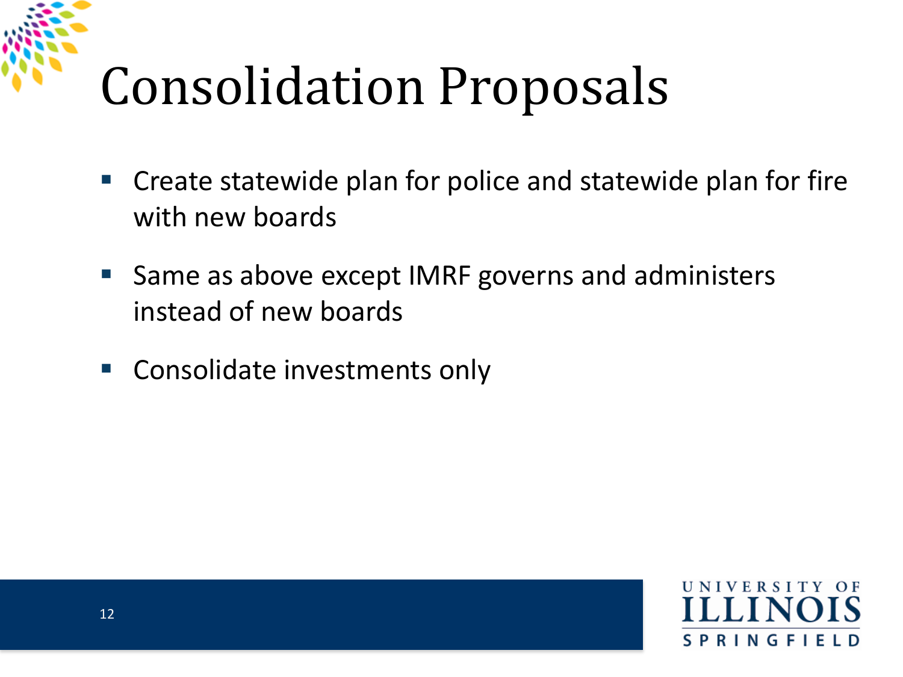# Consolidation Proposals

- Create statewide plan for police and statewide plan for fire with new boards
- Same as above except IMRF governs and administers instead of new boards
- Consolidate investments only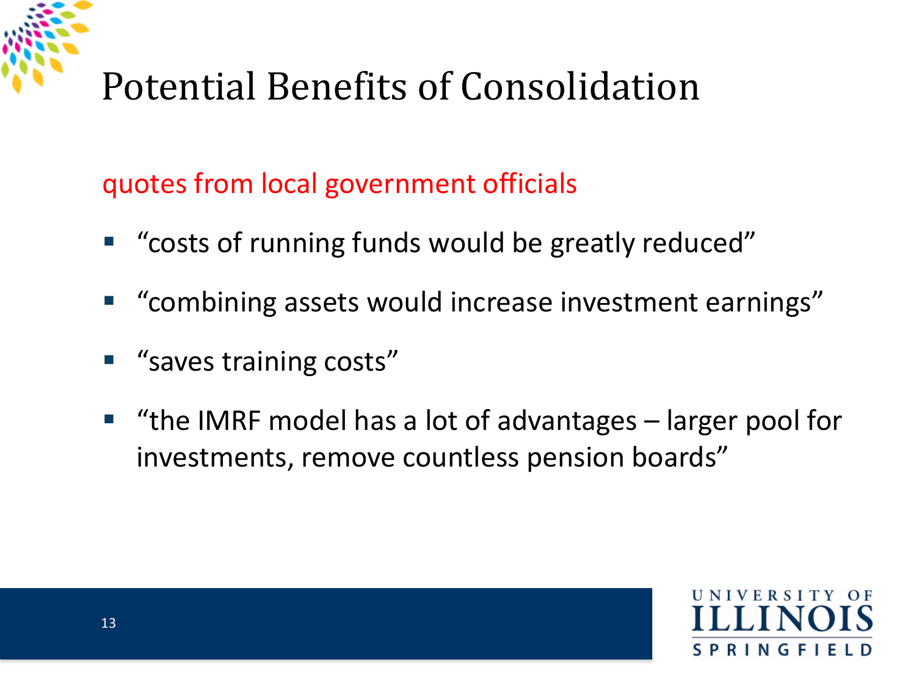# Potential Benefits of Consolidation

quotes from local government officials

- "costs of running funds would be greatly reduced"
- "combining assets would increase investment earnings"
- "saves training costs"
- "the IMRF model has a lot of advantages – larger pool for investments, remove countless pension boards"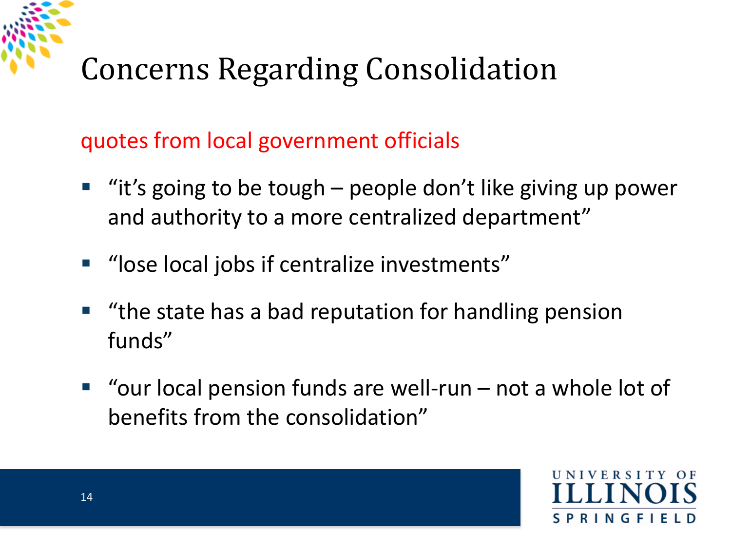# Concerns Regarding Consolidation

quotes from local government officials

- “it’s going to be tough – people don’t like giving up power and authority to a more centralized department”
- “lose local jobs if centralize investments”
- “the state has a bad reputation for handling pension funds”
- “our local pension funds are well-run – not a whole lot of benefits from the consolidation”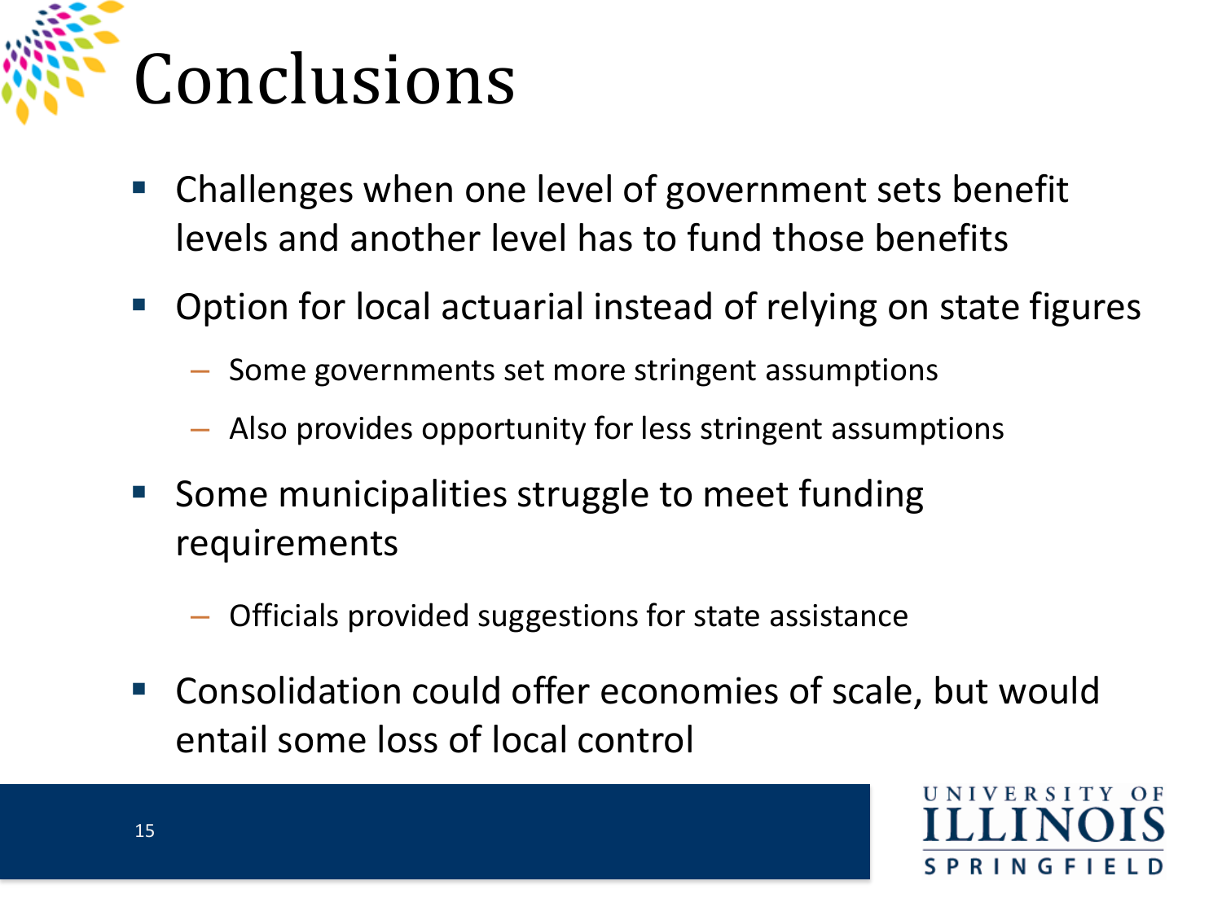# Conclusions

- Challenges when one level of government sets benefit levels and another level has to fund those benefits
- Option for local actuarial instead of relying on state figures
  - Some governments set more stringent assumptions
  - Also provides opportunity for less stringent assumptions
- Some municipalities struggle to meet funding requirements
  - Officials provided suggestions for state assistance
- Consolidation could offer economies of scale, but would entail some loss of local control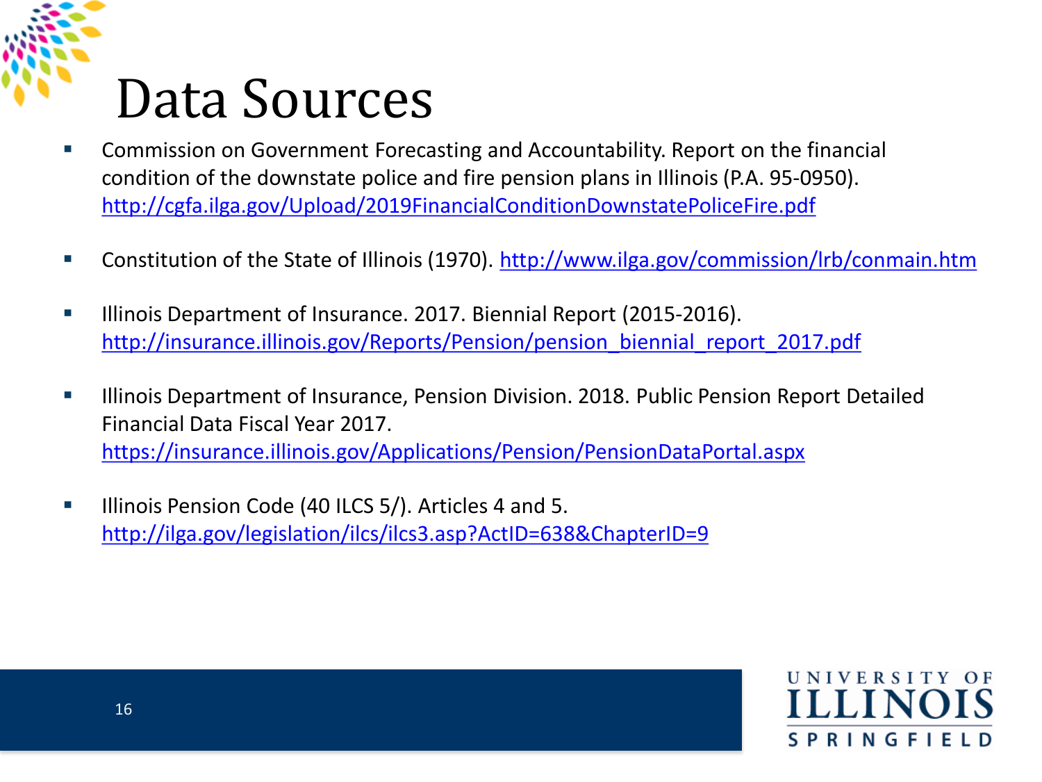# Data Sources

- Commission on Government Forecasting and Accountability. Report on the financial condition of the downstate police and fire pension plans in Illinois (P.A. 95-0950). http://cgfa.ilga.gov/Upload/2019FinancialConditionDownstatePoliceFire.pdf
- Constitution of the State of Illinois (1970). http://www.ilga.gov/commission/lrb/conmain.htm
- Illinois Department of Insurance. 2017. Biennial Report (2015-2016). http://insurance.illinois.gov/Reports/Pension/pension_biennial_report_2017.pdf
- Illinois Department of Insurance, Pension Division. 2018. Public Pension Report Detailed Financial Data Fiscal Year 2017. https://insurance.illinois.gov/Applications/Pension/PensionDataPortal.aspx
- Illinois Pension Code (40 ILCS 5/). Articles 4 and 5. http://ilga.gov/legislation/ilcs/ilcs3.asp?ActID=638&ChapterID=9